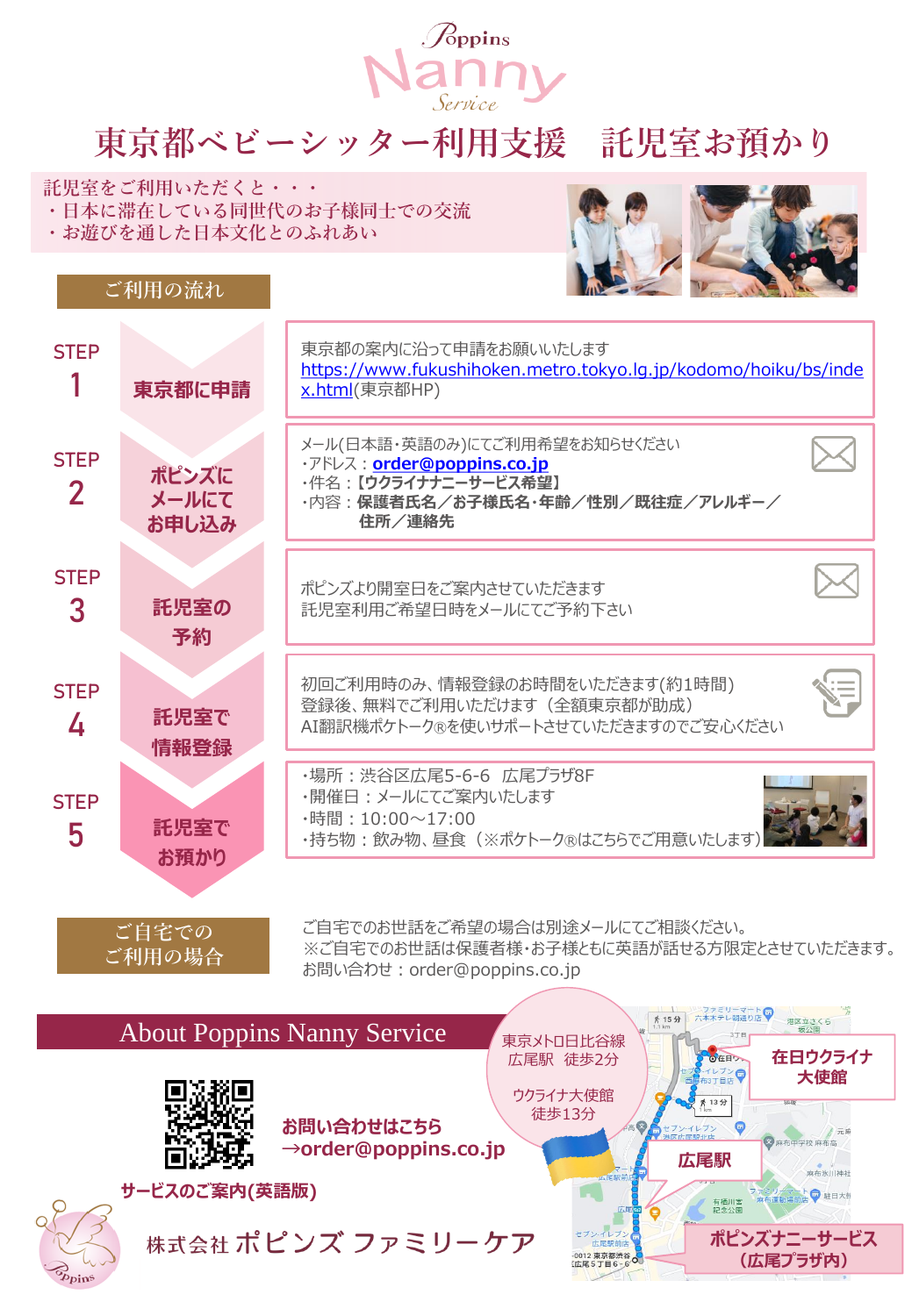Poppins Nanny Service

# 東京都ベビーシッター利用支援　託児室お預かり

託児室をご利用いただくと・・・
・日本に滞在している同世代のお子様同士での交流
・お遊びを通した日本文化とのふれあい

## ご利用の流れ

**STEP 1　東京都に申請**

東京都の案内に沿って申請をお願いいたします
https://www.fukushihoken.metro.tokyo.lg.jp/kodomo/hoiku/bs/index.html(東京都HP)

**STEP 2　ポピンズにメールにてお申し込み**

メール(日本語・英語のみ)にてご利用希望をお知らせください
・アドレス：**order@poppins.co.jp**
・件名：**【ウクライナナニーサービス希望】**
・内容：**保護者氏名／お子様氏名・年齢／性別／既往症／アレルギー／住所／連絡先**

**STEP 3　託児室の予約**

ポピンズより開室日をご案内させていただきます
託児室利用ご希望日時をメールにてご予約下さい

**STEP 4　託児室で情報登録**

初回ご利用時のみ、情報登録のお時間をいただきます(約1時間)
登録後、無料でご利用いただけます（全額東京都が助成）
AI翻訳機ポケトーク®を使いサポートさせていただきますのでご安心ください

**STEP 5　託児室でお預かり**

・場所：渋谷区広尾5-6-6　広尾プラザ8F
・開催日：メールにてご案内いたします
・時間：10:00～17:00
・持ち物：飲み物、昼食（※ポケトーク®はこちらでご用意いたします）

## ご自宅でのご利用の場合

ご自宅でのお世話をご希望の場合は別途メールにてご相談ください。
※ご自宅でのお世話は保護者様・お子様ともに英語が話せる方限定とさせていただきます。
お問い合わせ：order@poppins.co.jp

## About Poppins Nanny Service

東京メトロ日比谷線 広尾駅　徒歩2分
ウクライナ大使館 徒歩13分

在日ウクライナ大使館
広尾駅
ポピンズナニーサービス（広尾プラザ内）

サービスのご案内(英語版)

**お問い合わせはこちら →order@poppins.co.jp**

株式会社 ポピンズ ファミリーケア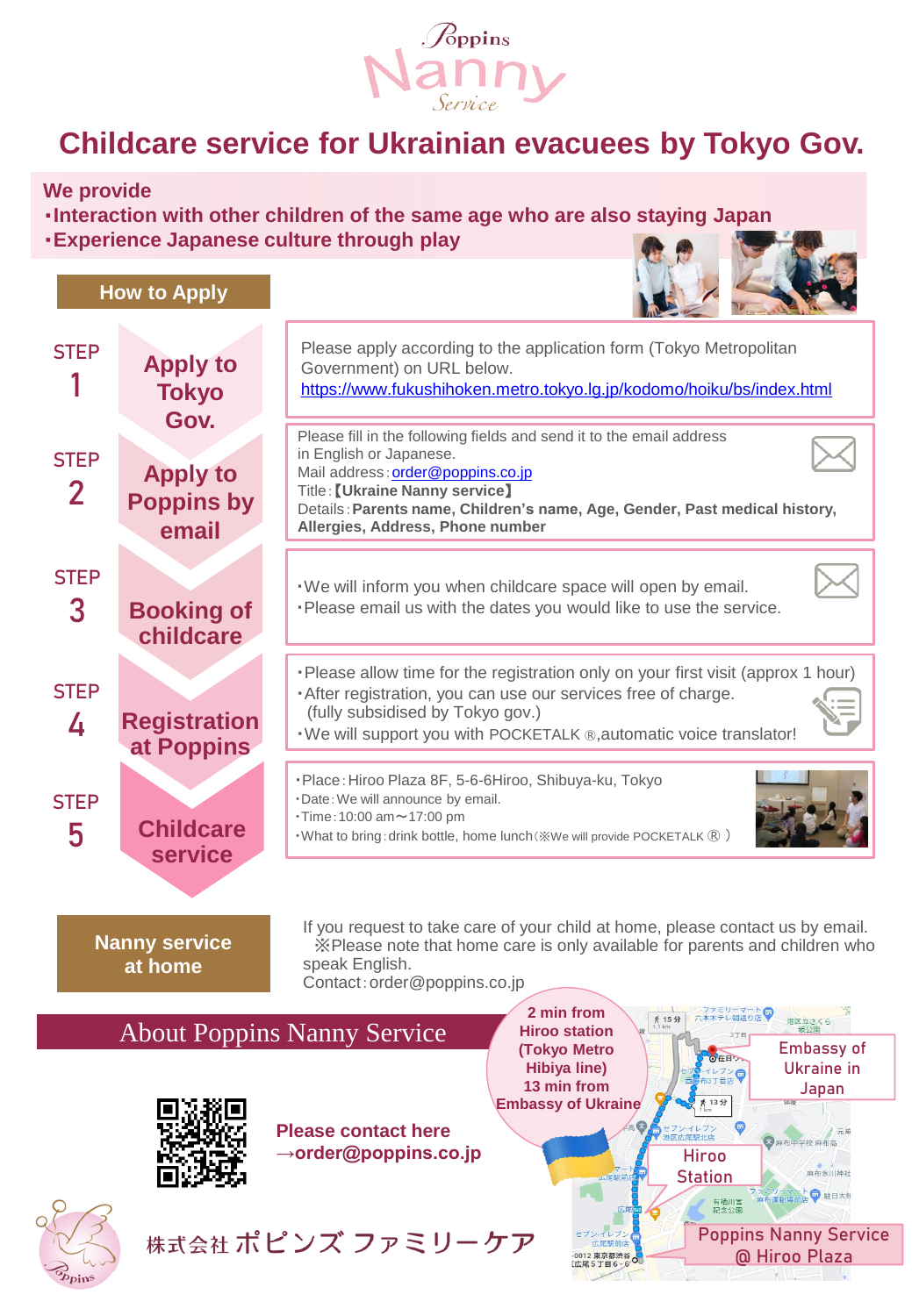Poppins Nanny Service

# Childcare service for Ukrainian evacuees by Tokyo Gov.

**We provide**

**・Interaction with other children of the same age who are also staying Japan**

**・Experience Japanese culture through play**

## How to Apply

**STEP 1 — Apply to Tokyo Gov.**

Please apply according to the application form (Tokyo Metropolitan Government) on URL below.
https://www.fukushihoken.metro.tokyo.lg.jp/kodomo/hoiku/bs/index.html

**STEP 2 — Apply to Poppins by email**

Please fill in the following fields and send it to the email address in English or Japanese.
Mail address：order@poppins.co.jp
Title：**【Ukraine Nanny service】**
Details：**Parents name, Children's name, Age, Gender, Past medical history, Allergies, Address, Phone number**

**STEP 3 — Booking of childcare**

・We will inform you when childcare space will open by email.
・Please email us with the dates you would like to use the service.

**STEP 4 — Registration at Poppins**

・Please allow time for the registration only on your first visit (approx 1 hour)
・After registration, you can use our services free of charge.
(fully subsidised by Tokyo gov.)
・We will support you with POCKETALK ®,automatic voice translator!

**STEP 5 — Childcare service**

・Place：Hiroo Plaza 8F, 5-6-6Hiroo, Shibuya-ku, Tokyo
・Date：We will announce by email.
・Time：10:00 am～17:00 pm
・What to bring：drink bottle, home lunch（※We will provide POCKETALK ® ）

## Nanny service at home

If you request to take care of your child at home, please contact us by email.
※Please note that home care is only available for parents and children who speak English.
Contact：order@poppins.co.jp

## About Poppins Nanny Service

**Please contact here**
**→order@poppins.co.jp**

**2 min from Hiroo station (Tokyo Metro Hibiya line)**
**13 min from Embassy of Ukraine**

Embassy of Ukraine in Japan

Hiroo Station

Poppins Nanny Service @ Hiroo Plaza

株式会社 ポピンズ ファミリーケア